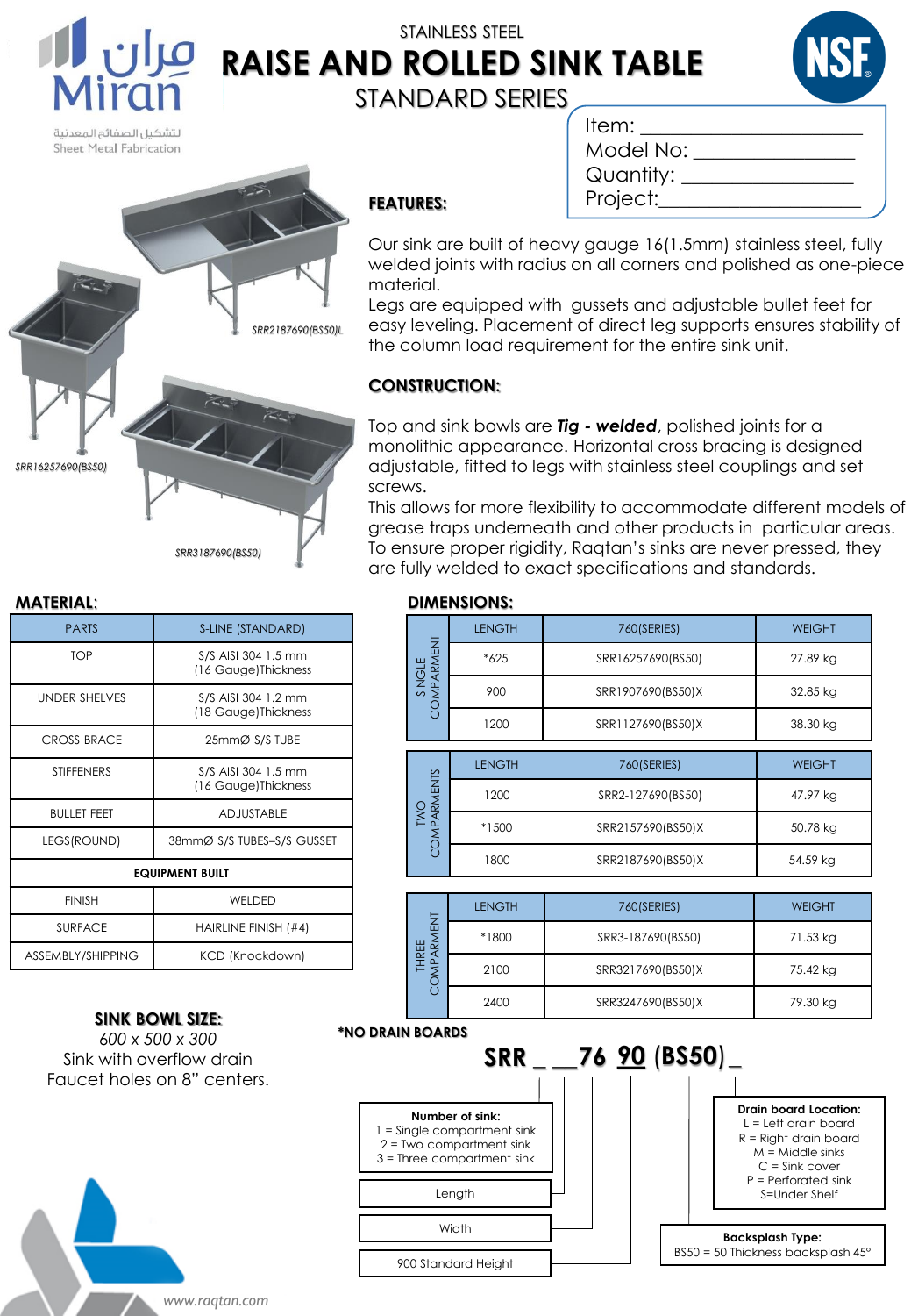مران

Miran

لتشكيل الصفائح المعدنية

Sheet Metal Fabrication

STAINLESS STEEL

# RAISE AND ROLLED SINK TABLE

## STANDARD SERIES

NSF

Item: ___________________

Model No: ________________

Quantity: ________________

Project:__________________

SRR2187690(BS50)L

SRR16257690(BS50)

SRR3187690(BS50)

## FEATURES:

Our sink are built of heavy gauge 16(1.5mm) stainless steel, fully welded joints with radius on all corners and polished as one-piece material.

Legs are equipped with gussets and adjustable bullet feet for easy leveling. Placement of direct leg supports ensures stability of the column load requirement for the entire sink unit.

## CONSTRUCTION:

Top and sink bowls are ***Tig - welded***, polished joints for a monolithic appearance. Horizontal cross bracing is designed adjustable, fitted to legs with stainless steel couplings and set screws.

This allows for more flexibility to accommodate different models of grease traps underneath and other products in particular areas. To ensure proper rigidity, Raqtan's sinks are never pressed, they are fully welded to exact specifications and standards.

## MATERIAL:

| PARTS | S-LINE (STANDARD) |
|---|---|
| TOP | S/S AISI 304 1.5 mm (16 Gauge)Thickness |
| UNDER SHELVES | S/S AISI 304 1.2 mm (18 Gauge)Thickness |
| CROSS BRACE | 25mmØ S/S TUBE |
| STIFFENERS | S/S AISI 304 1.5 mm (16 Gauge)Thickness |
| BULLET FEET | ADJUSTABLE |
| LEGS(ROUND) | 38mmØ S/S TUBES–S/S GUSSET |
| **EQUIPMENT BUILT** | |
| FINISH | WELDED |
| SURFACE | HAIRLINE FINISH (#4) |
| ASSEMBLY/SHIPPING | KCD (Knockdown) |

## DIMENSIONS:

| | LENGTH | 760(SERIES) | WEIGHT |
|---|---|---|---|
| SINGLE COMPARMENT | *625 | SRR16257690(BS50) | 27.89 kg |
| | 900 | SRR1907690(BS50)X | 32.85 kg |
| | 1200 | SRR1127690(BS50)X | 38.30 kg |

| | LENGTH | 760(SERIES) | WEIGHT |
|---|---|---|---|
| TWO COMPARMENTS | 1200 | SRR2-127690(BS50) | 47.97 kg |
| | *1500 | SRR2157690(BS50)X | 50.78 kg |
| | 1800 | SRR2187690(BS50)X | 54.59 kg |

| | LENGTH | 760(SERIES) | WEIGHT |
|---|---|---|---|
| THREE COMPARMENT | *1800 | SRR3-187690(BS50) | 71.53 kg |
| | 2100 | SRR3217690(BS50)X | 75.42 kg |
| | 2400 | SRR3247690(BS50)X | 79.30 kg |

**SINK BOWL SIZE:**

*600 x 500 x 300*

Sink with overflow drain

Faucet holes on 8" centers.

***NO DRAIN BOARDS**

**SRR _ __76 90 (BS50)_**

**Number of sink:**
1 = Single compartment sink
2 = Two compartment sink
3 = Three compartment sink

Length

Width

900 Standard Height

**Drain board Location:**
L = Left drain board
R = Right drain board
M = Middle sinks
C = Sink cover
P = Perforated sink
S=Under Shelf

**Backsplash Type:**
BS50 = 50 Thickness backsplash 45°

www.raqtan.com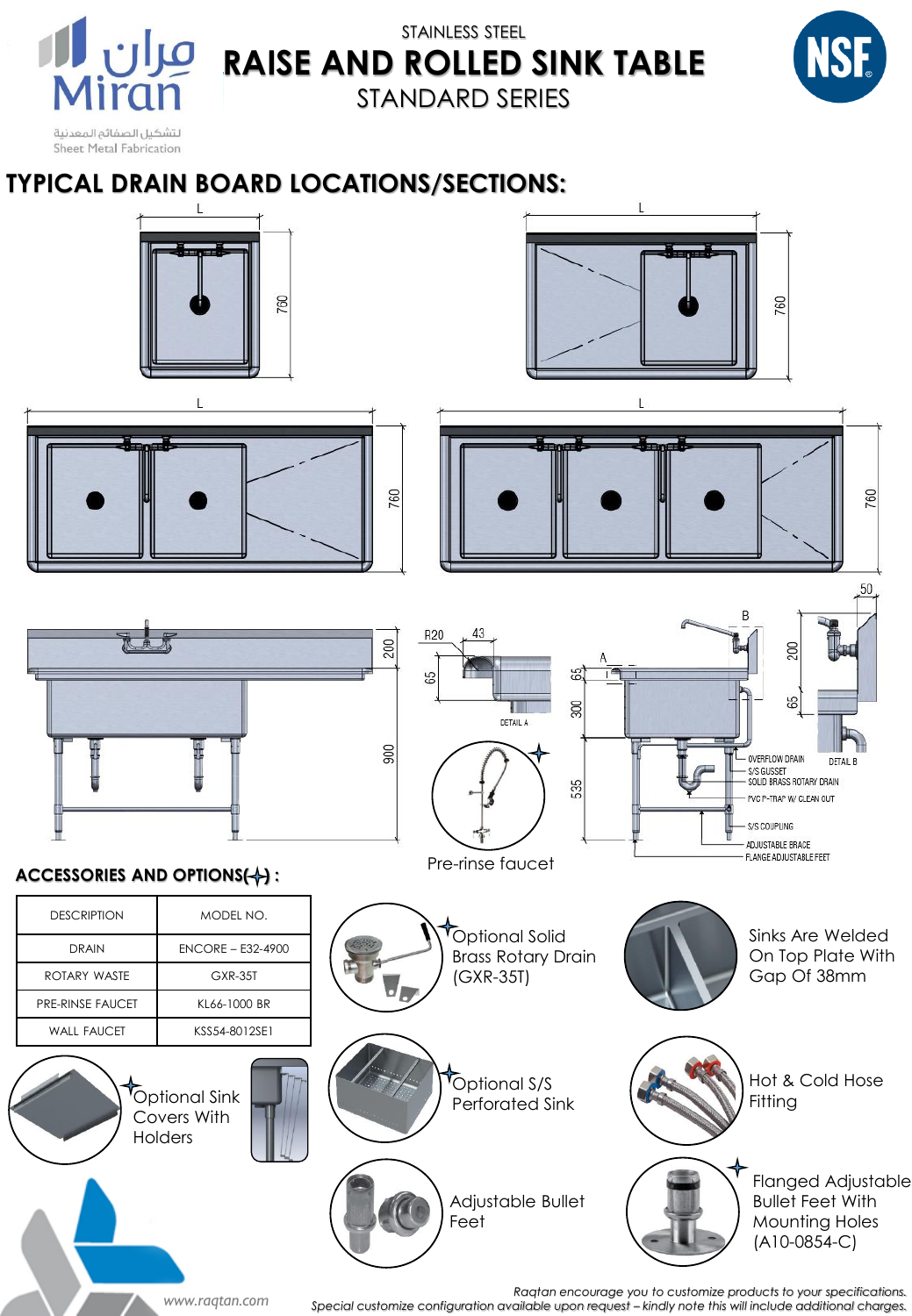STAINLESS STEEL

# RAISE AND ROLLED SINK TABLE

STANDARD SERIES

## TYPICAL DRAIN BOARD LOCATIONS/SECTIONS:

L

760

L

760

L

760

L

760

200

900

R20

43

65

DETAIL A

65

300

535

A

B

200

65

50

DETAIL B

OVERFLOW DRAIN

S/S GUSSET

SOLID BRASS ROTARY DRAIN

PVC P-TRAP W/ CLEAN OUT

S/S COUPLING

ADJUSTABLE BRACE

FLANGE ADJUSTABLE FEET

Pre-rinse faucet

## ACCESSORIES AND OPTIONS(✦) :

| DESCRIPTION | MODEL NO. |
|---|---|
| DRAIN | ENCORE – E32-4900 |
| ROTARY WASTE | GXR-35T |
| PRE-RINSE FAUCET | KL66-1000 BR |
| WALL FAUCET | KSS54-8012SE1 |

✦Optional Solid Brass Rotary Drain (GXR-35T)

Sinks Are Welded On Top Plate With Gap Of 38mm

✦Optional Sink Covers With Holders

✦Optional S/S Perforated Sink

Hot & Cold Hose Fitting

Adjustable Bullet Feet

✦Flanged Adjustable Bullet Feet With Mounting Holes (A10-0854-C)

*Raqtan encourage you to customize products to your specifications.*
*Special customize configuration available upon request – kindly note this will include additional charges.*

*www.raqtan.com*